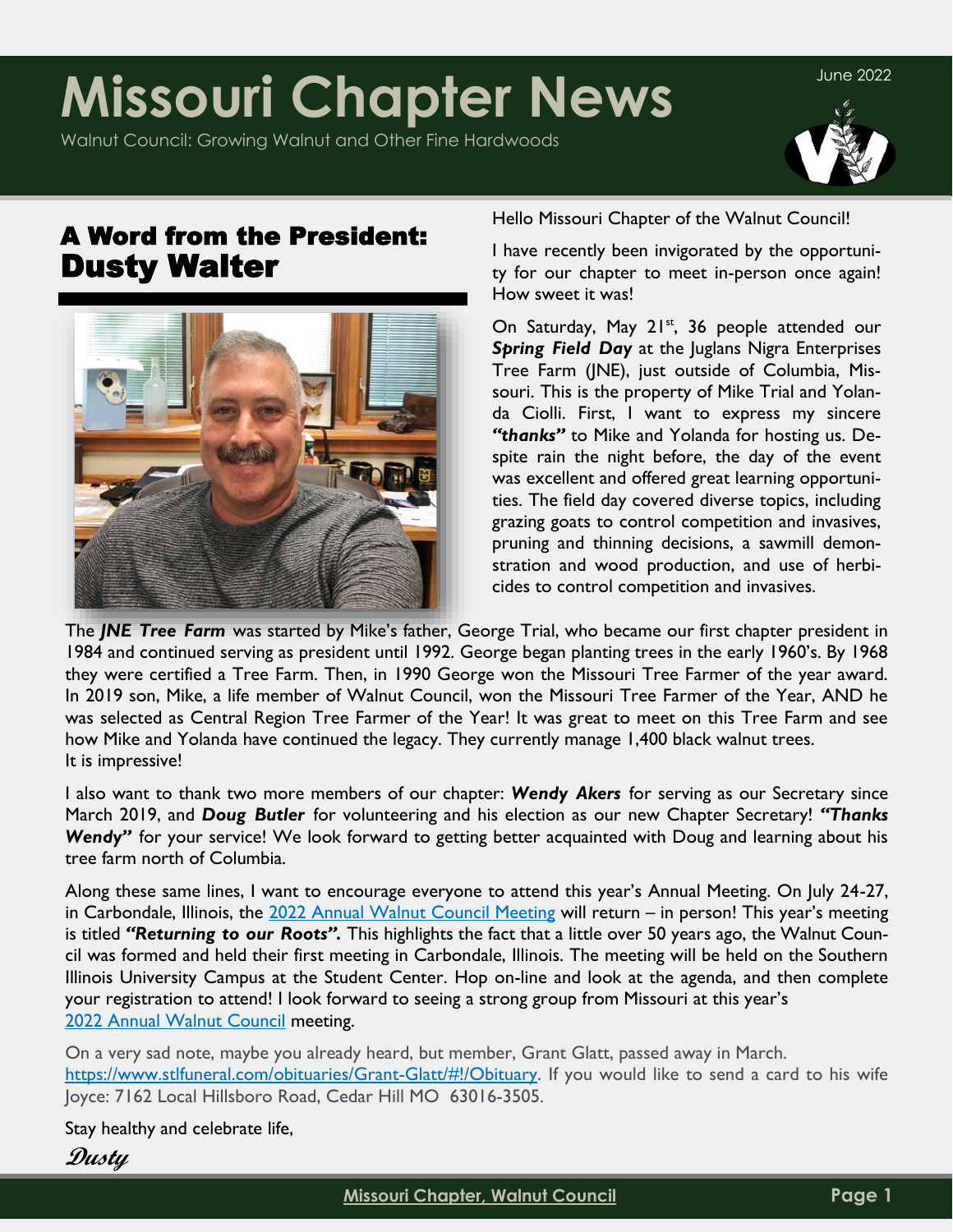# Missouri Chapter News

Walnut Council: Growing Walnut and Other Fine Hardwoods

June 2022

## A Word from the President: Dusty Walter

Hello Missouri Chapter of the Walnut Council!

I have recently been invigorated by the opportunity for our chapter to meet in-person once again! How sweet it was!

On Saturday, May 21st, 36 people attended our ***Spring Field Day*** at the Juglans Nigra Enterprises Tree Farm (JNE), just outside of Columbia, Missouri. This is the property of Mike Trial and Yolanda Ciolli. First, I want to express my sincere ***"thanks"*** to Mike and Yolanda for hosting us. Despite rain the night before, the day of the event was excellent and offered great learning opportunities. The field day covered diverse topics, including grazing goats to control competition and invasives, pruning and thinning decisions, a sawmill demonstration and wood production, and use of herbicides to control competition and invasives.

The ***JNE Tree Farm*** was started by Mike's father, George Trial, who became our first chapter president in 1984 and continued serving as president until 1992. George began planting trees in the early 1960's. By 1968 they were certified a Tree Farm. Then, in 1990 George won the Missouri Tree Farmer of the year award. In 2019 son, Mike, a life member of Walnut Council, won the Missouri Tree Farmer of the Year, AND he was selected as Central Region Tree Farmer of the Year! It was great to meet on this Tree Farm and see how Mike and Yolanda have continued the legacy. They currently manage 1,400 black walnut trees. It is impressive!

I also want to thank two more members of our chapter: ***Wendy Akers*** for serving as our Secretary since March 2019, and ***Doug Butler*** for volunteering and his election as our new Chapter Secretary! ***"Thanks Wendy"*** for your service! We look forward to getting better acquainted with Doug and learning about his tree farm north of Columbia.

Along these same lines, I want to encourage everyone to attend this year's Annual Meeting. On July 24-27, in Carbondale, Illinois, the [2022 Annual Walnut Council Meeting]() will return – in person! This year's meeting is titled ***"Returning to our Roots".*** This highlights the fact that a little over 50 years ago, the Walnut Council was formed and held their first meeting in Carbondale, Illinois. The meeting will be held on the Southern Illinois University Campus at the Student Center. Hop on-line and look at the agenda, and then complete your registration to attend! I look forward to seeing a strong group from Missouri at this year's [2022 Annual Walnut Council]() meeting.

On a very sad note, maybe you already heard, but member, Grant Glatt, passed away in March. https://www.stlfuneral.com/obituaries/Grant-Glatt/#!/Obituary. If you would like to send a card to his wife Joyce: 7162 Local Hillsboro Road, Cedar Hill MO 63016-3505.

Stay healthy and celebrate life,

*Dusty*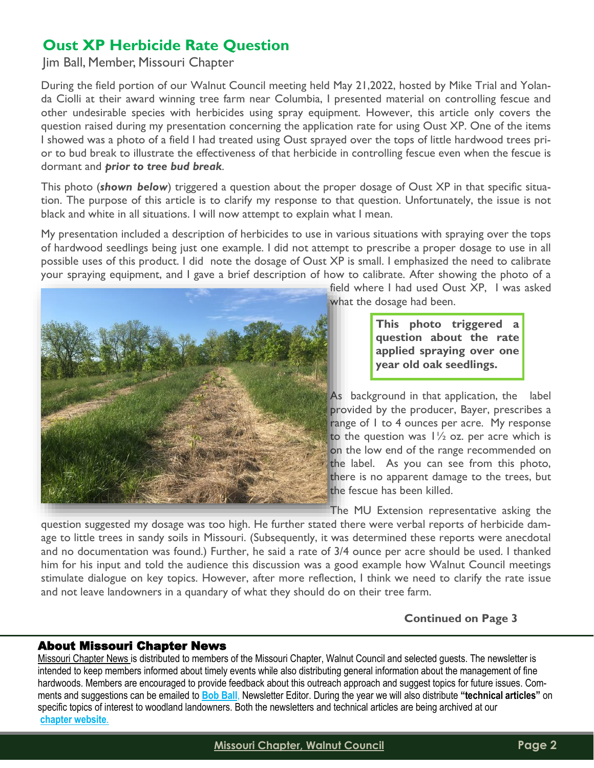## Oust XP Herbicide Rate Question

Jim Ball, Member, Missouri Chapter

During the field portion of our Walnut Council meeting held May 21,2022, hosted by Mike Trial and Yolanda Ciolli at their award winning tree farm near Columbia, I presented material on controlling fescue and other undesirable species with herbicides using spray equipment. However, this article only covers the question raised during my presentation concerning the application rate for using Oust XP. One of the items I showed was a photo of a field I had treated using Oust sprayed over the tops of little hardwood trees prior to bud break to illustrate the effectiveness of that herbicide in controlling fescue even when the fescue is dormant and ***prior to tree bud break***.

This photo (***shown below***) triggered a question about the proper dosage of Oust XP in that specific situation. The purpose of this article is to clarify my response to that question. Unfortunately, the issue is not black and white in all situations. I will now attempt to explain what I mean.

My presentation included a description of herbicides to use in various situations with spraying over the tops of hardwood seedlings being just one example. I did not attempt to prescribe a proper dosage to use in all possible uses of this product. I did note the dosage of Oust XP is small. I emphasized the need to calibrate your spraying equipment, and I gave a brief description of how to calibrate. After showing the photo of a field where I had used Oust XP, I was asked what the dosage had been.

**This photo triggered a question about the rate applied spraying over one year old oak seedlings.**

As background in that application, the label provided by the producer, Bayer, prescribes a range of 1 to 4 ounces per acre. My response to the question was 1½ oz. per acre which is on the low end of the range recommended on the label. As you can see from this photo, there is no apparent damage to the trees, but the fescue has been killed.

The MU Extension representative asking the question suggested my dosage was too high. He further stated there were verbal reports of herbicide damage to little trees in sandy soils in Missouri. (Subsequently, it was determined these reports were anecdotal and no documentation was found.) Further, he said a rate of 3/4 ounce per acre should be used. I thanked him for his input and told the audience this discussion was a good example how Walnut Council meetings stimulate dialogue on key topics. However, after more reflection, I think we need to clarify the rate issue and not leave landowners in a quandary of what they should do on their tree farm.

**Continued on Page 3**

### About Missouri Chapter News

Missouri Chapter News is distributed to members of the Missouri Chapter, Walnut Council and selected guests. The newsletter is intended to keep members informed about timely events while also distributing general information about the management of fine hardwoods. Members are encouraged to provide feedback about this outreach approach and suggest topics for future issues. Comments and suggestions can be emailed to **Bob Ball**, Newsletter Editor. During the year we will also distribute **"technical articles"** on specific topics of interest to woodland landowners. Both the newsletters and technical articles are being archived at our **chapter website**.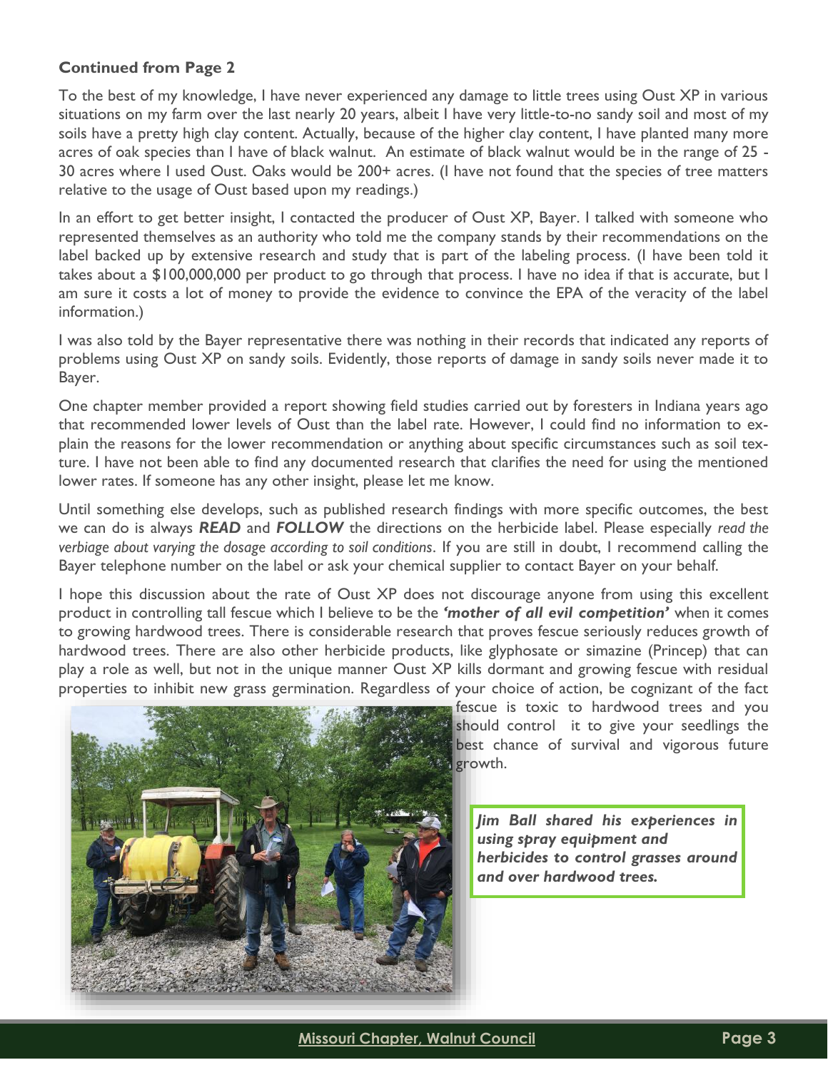**Continued from Page 2**

To the best of my knowledge, I have never experienced any damage to little trees using Oust XP in various situations on my farm over the last nearly 20 years, albeit I have very little-to-no sandy soil and most of my soils have a pretty high clay content. Actually, because of the higher clay content, I have planted many more acres of oak species than I have of black walnut. An estimate of black walnut would be in the range of 25 - 30 acres where I used Oust. Oaks would be 200+ acres. (I have not found that the species of tree matters relative to the usage of Oust based upon my readings.)

In an effort to get better insight, I contacted the producer of Oust XP, Bayer. I talked with someone who represented themselves as an authority who told me the company stands by their recommendations on the label backed up by extensive research and study that is part of the labeling process. (I have been told it takes about a $100,000,000 per product to go through that process. I have no idea if that is accurate, but I am sure it costs a lot of money to provide the evidence to convince the EPA of the veracity of the label information.)

I was also told by the Bayer representative there was nothing in their records that indicated any reports of problems using Oust XP on sandy soils. Evidently, those reports of damage in sandy soils never made it to Bayer.

One chapter member provided a report showing field studies carried out by foresters in Indiana years ago that recommended lower levels of Oust than the label rate. However, I could find no information to explain the reasons for the lower recommendation or anything about specific circumstances such as soil texture. I have not been able to find any documented research that clarifies the need for using the mentioned lower rates. If someone has any other insight, please let me know.

Until something else develops, such as published research findings with more specific outcomes, the best we can do is always ***READ*** and ***FOLLOW*** the directions on the herbicide label. Please especially *read the verbiage about varying the dosage according to soil conditions*. If you are still in doubt, I recommend calling the Bayer telephone number on the label or ask your chemical supplier to contact Bayer on your behalf.

I hope this discussion about the rate of Oust XP does not discourage anyone from using this excellent product in controlling tall fescue which I believe to be the ***'mother of all evil competition'*** when it comes to growing hardwood trees. There is considerable research that proves fescue seriously reduces growth of hardwood trees. There are also other herbicide products, like glyphosate or simazine (Princep) that can play a role as well, but not in the unique manner Oust XP kills dormant and growing fescue with residual properties to inhibit new grass germination. Regardless of your choice of action, be cognizant of the fact fescue is toxic to hardwood trees and you should control it to give your seedlings the best chance of survival and vigorous future growth.

***Jim Ball shared his experiences in using spray equipment and herbicides to control grasses around and over hardwood trees.***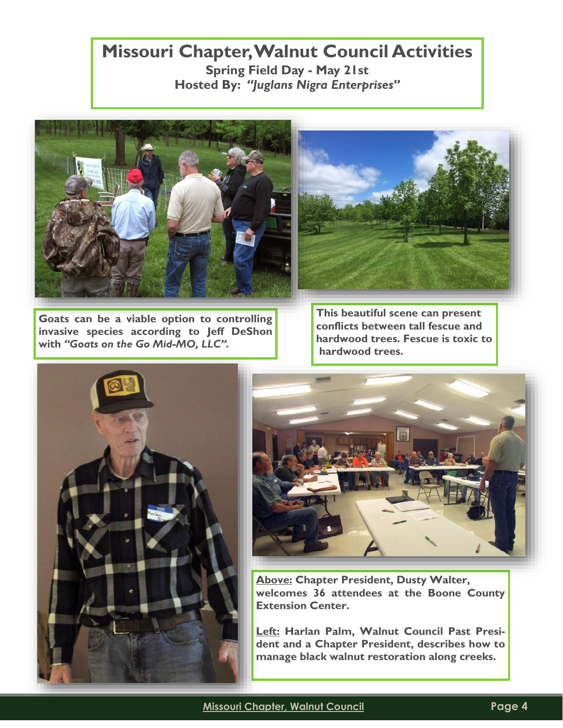# Missouri Chapter, Walnut Council Activities

**Spring Field Day - May 21st**
**Hosted By:** ***"Juglans Nigra Enterprises"***

**Goats can be a viable option to controlling invasive species according to Jeff DeShon with *"Goats on the Go Mid-MO, LLC".***

**This beautiful scene can present conflicts between tall fescue and hardwood trees. Fescue is toxic to hardwood trees.**

**Above:** **Chapter President, Dusty Walter, welcomes 36 attendees at the Boone County Extension Center.**

**Left:** **Harlan Palm, Walnut Council Past President and a Chapter President, describes how to manage black walnut restoration along creeks.**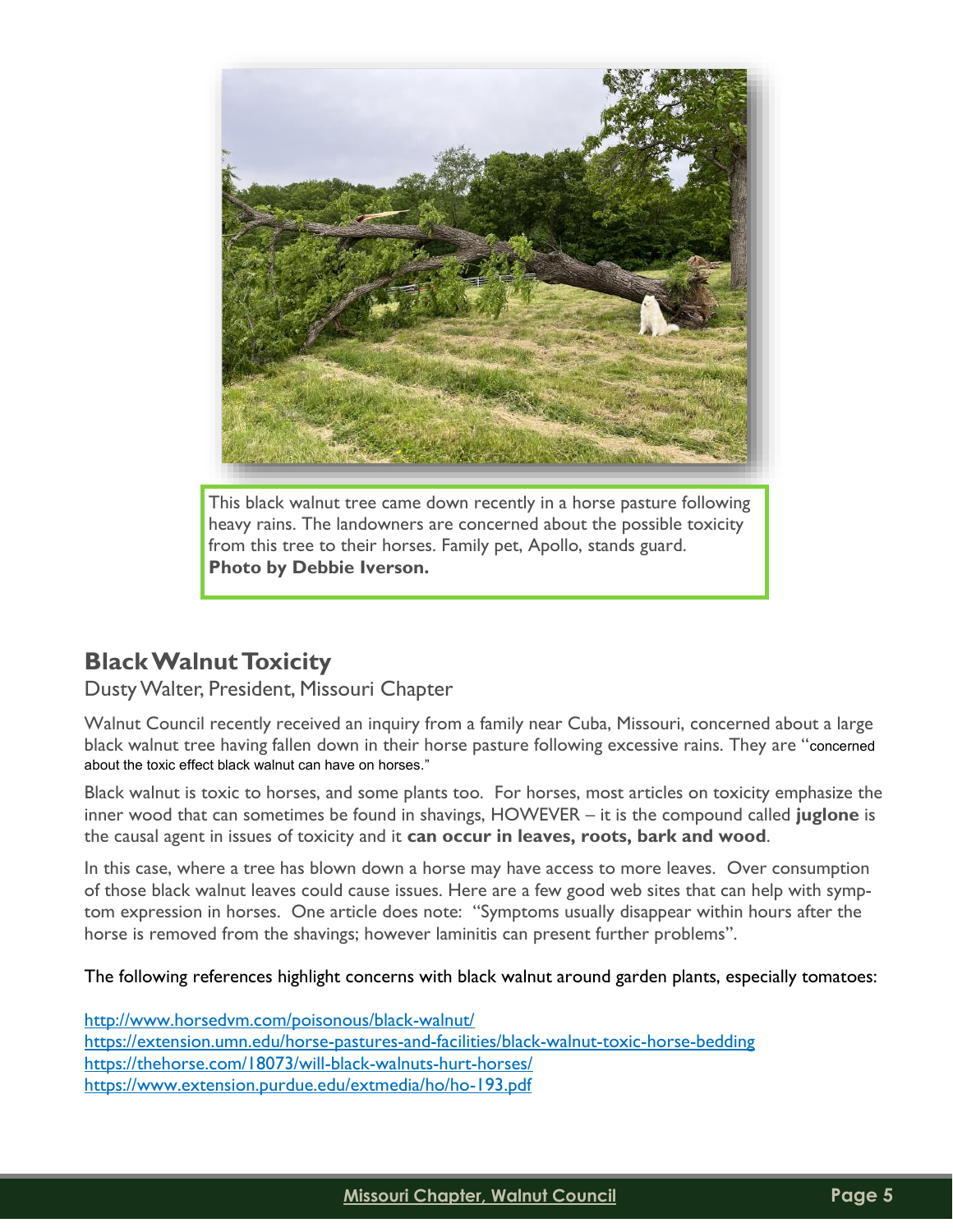This black walnut tree came down recently in a horse pasture following heavy rains. The landowners are concerned about the possible toxicity from this tree to their horses. Family pet, Apollo, stands guard.
**Photo by Debbie Iverson.**

## Black Walnut Toxicity

Dusty Walter, President, Missouri Chapter

Walnut Council recently received an inquiry from a family near Cuba, Missouri, concerned about a large black walnut tree having fallen down in their horse pasture following excessive rains. They are "concerned about the toxic effect black walnut can have on horses."

Black walnut is toxic to horses, and some plants too. For horses, most articles on toxicity emphasize the inner wood that can sometimes be found in shavings, HOWEVER – it is the compound called **juglone** is the causal agent in issues of toxicity and it **can occur in leaves, roots, bark and wood**.

In this case, where a tree has blown down a horse may have access to more leaves. Over consumption of those black walnut leaves could cause issues. Here are a few good web sites that can help with symptom expression in horses. One article does note: "Symptoms usually disappear within hours after the horse is removed from the shavings; however laminitis can present further problems".

The following references highlight concerns with black walnut around garden plants, especially tomatoes:

http://www.horsedvm.com/poisonous/black-walnut/
https://extension.umn.edu/horse-pastures-and-facilities/black-walnut-toxic-horse-bedding
https://thehorse.com/18073/will-black-walnuts-hurt-horses/
https://www.extension.purdue.edu/extmedia/ho/ho-193.pdf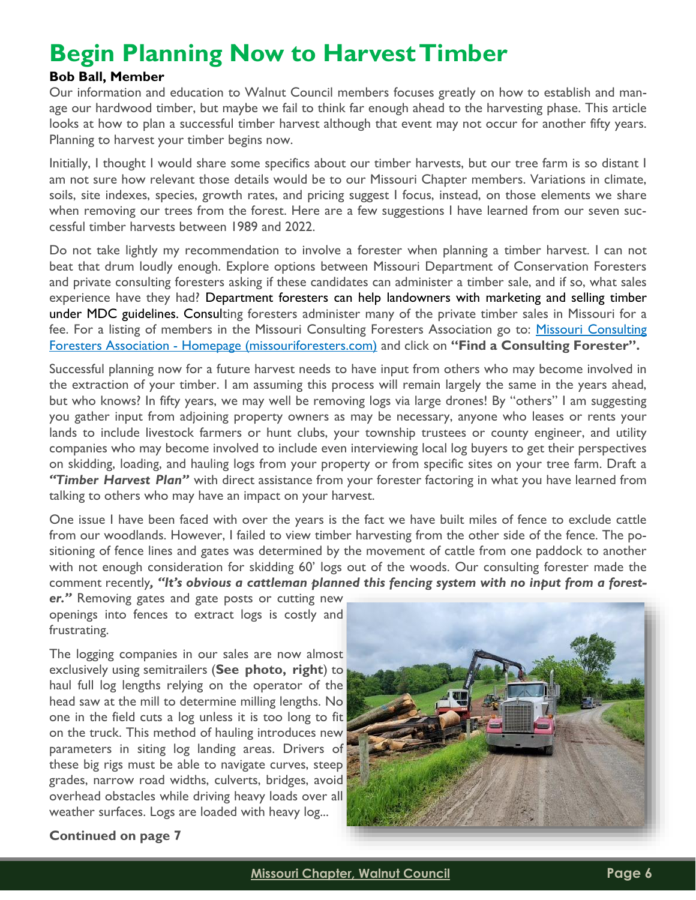# Begin Planning Now to Harvest Timber

**Bob Ball, Member**

Our information and education to Walnut Council members focuses greatly on how to establish and manage our hardwood timber, but maybe we fail to think far enough ahead to the harvesting phase. This article looks at how to plan a successful timber harvest although that event may not occur for another fifty years. Planning to harvest your timber begins now.

Initially, I thought I would share some specifics about our timber harvests, but our tree farm is so distant I am not sure how relevant those details would be to our Missouri Chapter members. Variations in climate, soils, site indexes, species, growth rates, and pricing suggest I focus, instead, on those elements we share when removing our trees from the forest. Here are a few suggestions I have learned from our seven successful timber harvests between 1989 and 2022.

Do not take lightly my recommendation to involve a forester when planning a timber harvest. I can not beat that drum loudly enough. Explore options between Missouri Department of Conservation Foresters and private consulting foresters asking if these candidates can administer a timber sale, and if so, what sales experience have they had? Department foresters can help landowners with marketing and selling timber under MDC guidelines. Consulting foresters administer many of the private timber sales in Missouri for a fee. For a listing of members in the Missouri Consulting Foresters Association go to: Missouri Consulting Foresters Association - Homepage (missouriforesters.com) and click on **"Find a Consulting Forester".**

Successful planning now for a future harvest needs to have input from others who may become involved in the extraction of your timber. I am assuming this process will remain largely the same in the years ahead, but who knows? In fifty years, we may well be removing logs via large drones! By "others" I am suggesting you gather input from adjoining property owners as may be necessary, anyone who leases or rents your lands to include livestock farmers or hunt clubs, your township trustees or county engineer, and utility companies who may become involved to include even interviewing local log buyers to get their perspectives on skidding, loading, and hauling logs from your property or from specific sites on your tree farm. Draft a ***"Timber Harvest Plan"*** with direct assistance from your forester factoring in what you have learned from talking to others who may have an impact on your harvest.

One issue I have been faced with over the years is the fact we have built miles of fence to exclude cattle from our woodlands. However, I failed to view timber harvesting from the other side of the fence. The positioning of fence lines and gates was determined by the movement of cattle from one paddock to another with not enough consideration for skidding 60' logs out of the woods. Our consulting forester made the comment recently***, "It's obvious a cattleman planned this fencing system with no input from a forester."*** Removing gates and gate posts or cutting new openings into fences to extract logs is costly and frustrating.

The logging companies in our sales are now almost exclusively using semitrailers (**See photo, right**) to haul full log lengths relying on the operator of the head saw at the mill to determine milling lengths. No one in the field cuts a log unless it is too long to fit on the truck. This method of hauling introduces new parameters in siting log landing areas. Drivers of these big rigs must be able to navigate curves, steep grades, narrow road widths, culverts, bridges, avoid overhead obstacles while driving heavy loads over all weather surfaces. Logs are loaded with heavy log...

**Continued on page 7**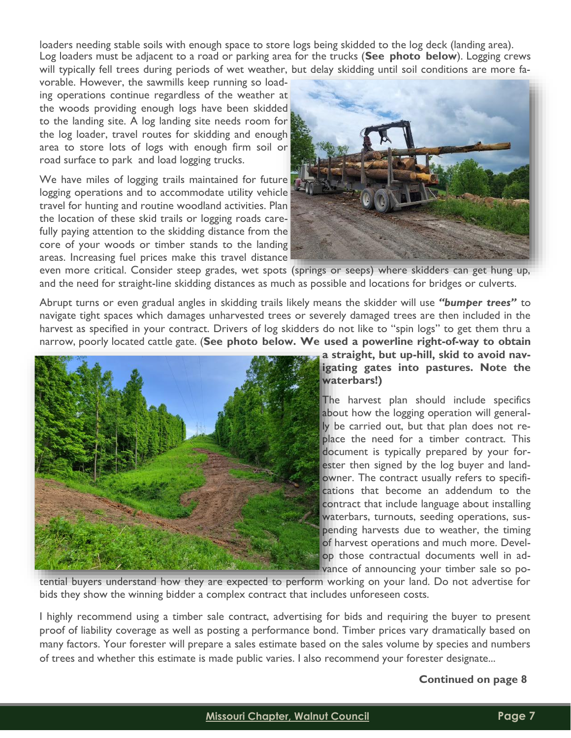loaders needing stable soils with enough space to store logs being skidded to the log deck (landing area). Log loaders must be adjacent to a road or parking area for the trucks (**See photo below**). Logging crews will typically fell trees during periods of wet weather, but delay skidding until soil conditions are more favorable. However, the sawmills keep running so loading operations continue regardless of the weather at the woods providing enough logs have been skidded to the landing site. A log landing site needs room for the log loader, travel routes for skidding and enough area to store lots of logs with enough firm soil or road surface to park and load logging trucks.

We have miles of logging trails maintained for future logging operations and to accommodate utility vehicle travel for hunting and routine woodland activities. Plan the location of these skid trails or logging roads carefully paying attention to the skidding distance from the core of your woods or timber stands to the landing areas. Increasing fuel prices make this travel distance even more critical. Consider steep grades, wet spots (springs or seeps) where skidders can get hung up, and the need for straight-line skidding distances as much as possible and locations for bridges or culverts.

Abrupt turns or even gradual angles in skidding trails likely means the skidder will use ***"bumper trees"*** to navigate tight spaces which damages unharvested trees or severely damaged trees are then included in the harvest as specified in your contract. Drivers of log skidders do not like to "spin logs" to get them thru a narrow, poorly located cattle gate. (**See photo below. We used a powerline right-of-way to obtain a straight, but up-hill, skid to avoid navigating gates into pastures. Note the waterbars!)**

The harvest plan should include specifics about how the logging operation will generally be carried out, but that plan does not replace the need for a timber contract. This document is typically prepared by your forester then signed by the log buyer and landowner. The contract usually refers to specifications that become an addendum to the contract that include language about installing waterbars, turnouts, seeding operations, suspending harvests due to weather, the timing of harvest operations and much more. Develop those contractual documents well in advance of announcing your timber sale so potential buyers understand how they are expected to perform working on your land. Do not advertise for bids they show the winning bidder a complex contract that includes unforeseen costs.

I highly recommend using a timber sale contract, advertising for bids and requiring the buyer to present proof of liability coverage as well as posting a performance bond. Timber prices vary dramatically based on many factors. Your forester will prepare a sales estimate based on the sales volume by species and numbers of trees and whether this estimate is made public varies. I also recommend your forester designate...

**Continued on page 8**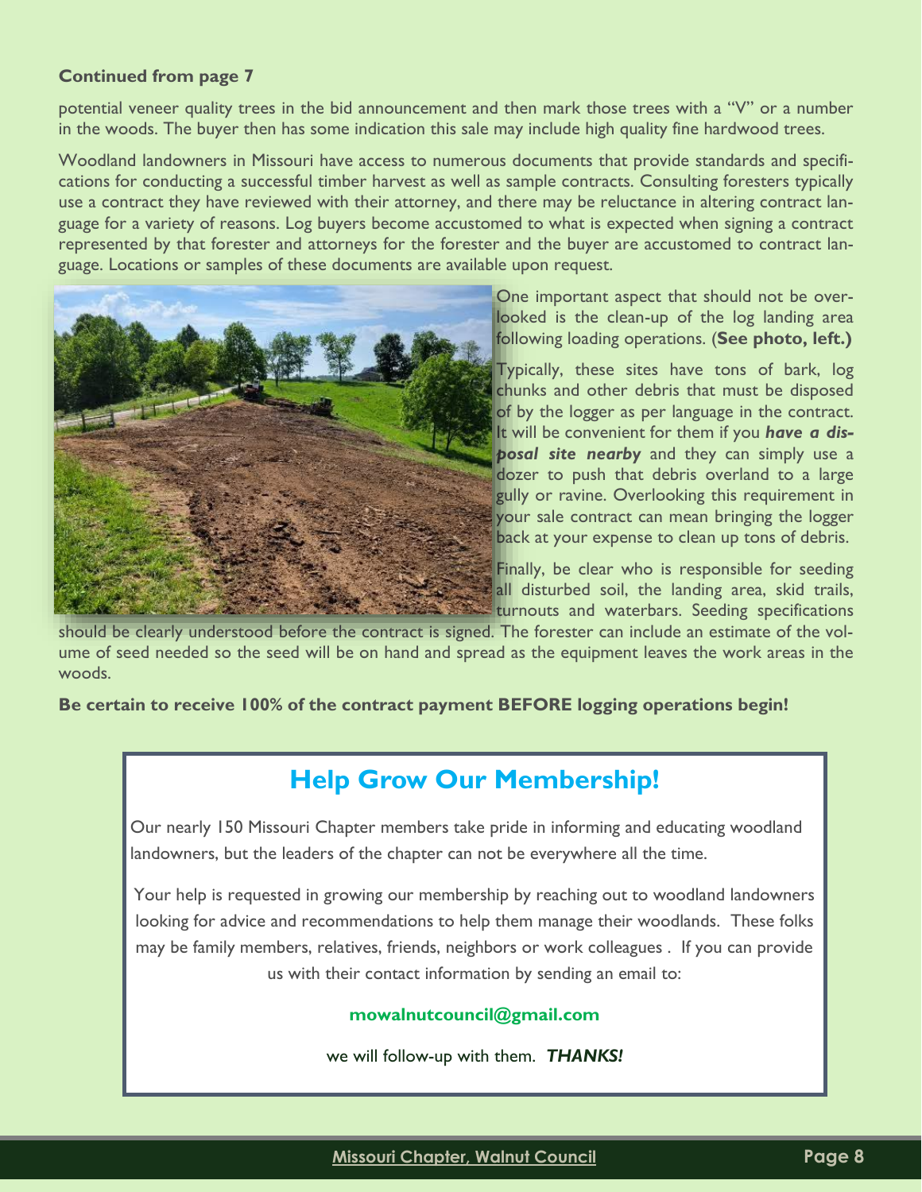**Continued from page 7**

potential veneer quality trees in the bid announcement and then mark those trees with a "V" or a number in the woods. The buyer then has some indication this sale may include high quality fine hardwood trees.

Woodland landowners in Missouri have access to numerous documents that provide standards and specifications for conducting a successful timber harvest as well as sample contracts. Consulting foresters typically use a contract they have reviewed with their attorney, and there may be reluctance in altering contract language for a variety of reasons. Log buyers become accustomed to what is expected when signing a contract represented by that forester and attorneys for the forester and the buyer are accustomed to contract language. Locations or samples of these documents are available upon request.

One important aspect that should not be overlooked is the clean-up of the log landing area following loading operations. (**See photo, left.)**

Typically, these sites have tons of bark, log chunks and other debris that must be disposed of by the logger as per language in the contract. It will be convenient for them if you ***have a disposal site nearby*** and they can simply use a dozer to push that debris overland to a large gully or ravine. Overlooking this requirement in your sale contract can mean bringing the logger back at your expense to clean up tons of debris.

Finally, be clear who is responsible for seeding all disturbed soil, the landing area, skid trails, turnouts and waterbars. Seeding specifications should be clearly understood before the contract is signed. The forester can include an estimate of the volume of seed needed so the seed will be on hand and spread as the equipment leaves the work areas in the woods.

**Be certain to receive 100% of the contract payment BEFORE logging operations begin!**

## Help Grow Our Membership!

Our nearly 150 Missouri Chapter members take pride in informing and educating woodland landowners, but the leaders of the chapter can not be everywhere all the time.

Your help is requested in growing our membership by reaching out to woodland landowners looking for advice and recommendations to help them manage their woodlands. These folks may be family members, relatives, friends, neighbors or work colleagues . If you can provide us with their contact information by sending an email to:

**mowalnutcouncil@gmail.com**

we will follow-up with them. ***THANKS!***